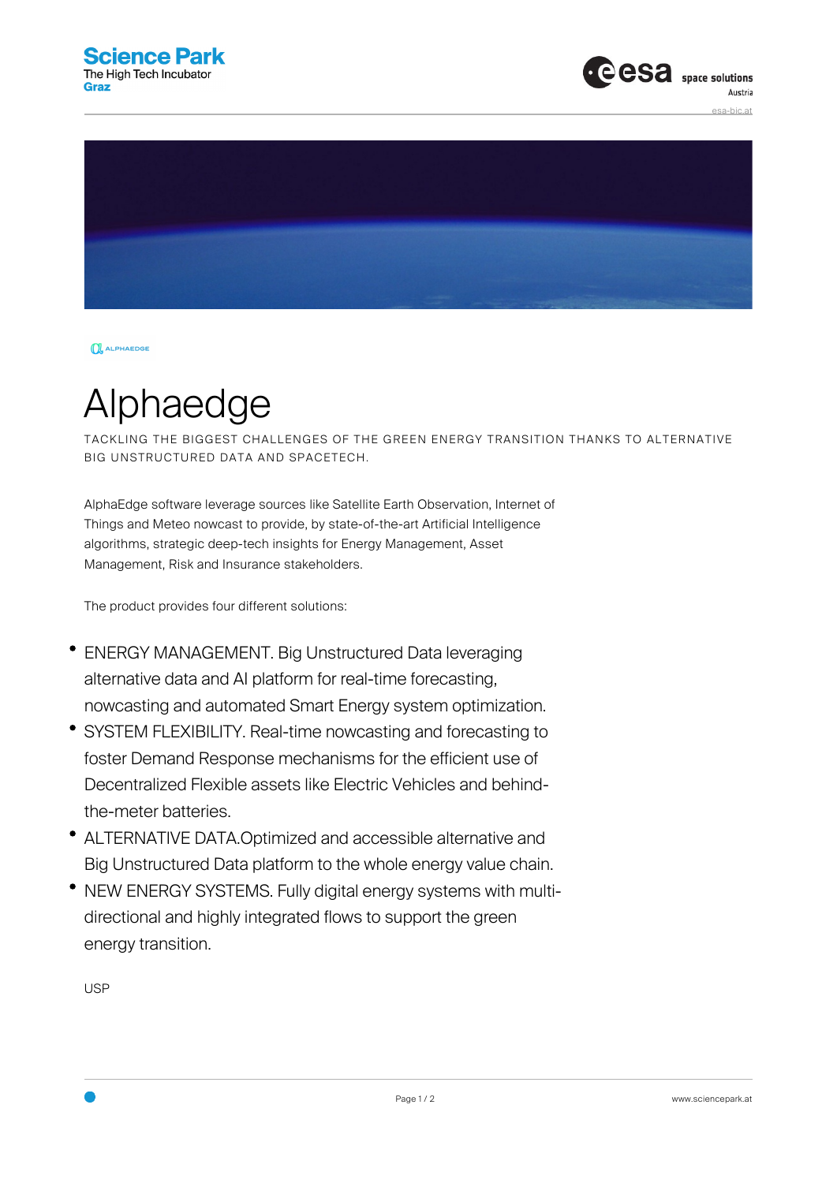# Alphaedge

TACKLING THE BIGGEST CHALLENGES OF THE GREEN ENERGY TRANSITION THANKS TO ALTERNATIVE BIG UNSTRUCTURED DATA AND SPACETECH.

AlphaEdge software leverage sources like Satellite Earth Observation, Internet of Things and Meteo nowcast to provide, by state-of-the-art Artificial Intelligence algorithms, strategic deep-tech insights for Energy Management, Asset Management, Risk and Insurance stakeholders.

The product provides four different solutions:

- ENERGY MANAGEMENT. Big Unstructured Data leveraging alternative data and AI platform for real-time forecasting, nowcasting and automated Smart Energy system optimization.
- SYSTEM FLEXIBILITY. Real-time nowcasting and forecasting to foster Demand Response mechanisms for the efficient use of Decentralized Flexible assets like Electric Vehicles and behind-the-meter batteries.
- ALTERNATIVE DATA.Optimized and accessible alternative and Big Unstructured Data platform to the whole energy value chain.
- NEW ENERGY SYSTEMS. Fully digital energy systems with multi-directional and highly integrated flows to support the green energy transition.

USP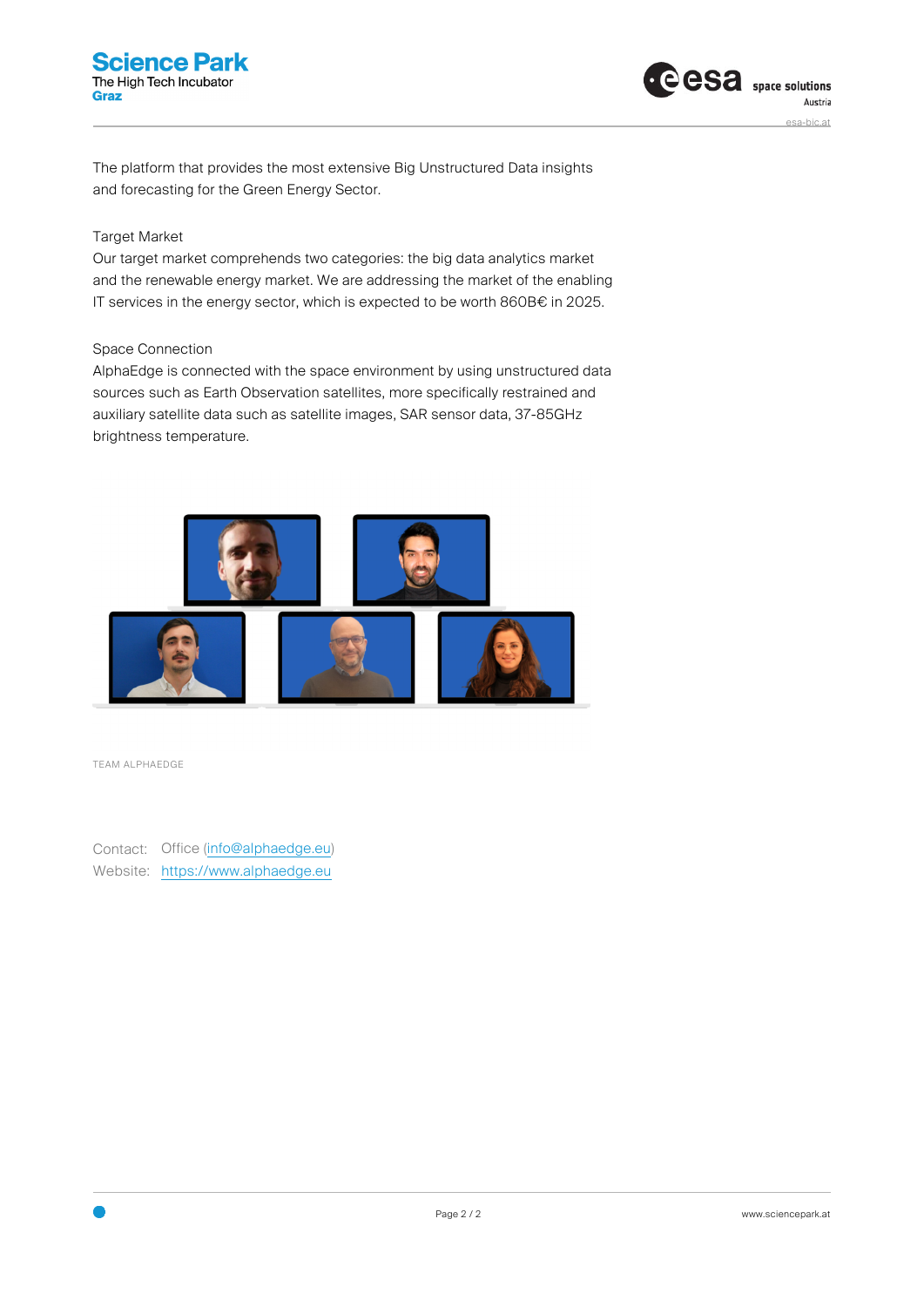The platform that provides the most extensive Big Unstructured Data insights and forecasting for the Green Energy Sector.

## Target Market

Our target market comprehends two categories: the big data analytics market and the renewable energy market. We are addressing the market of the enabling IT services in the energy sector, which is expected to be worth 860B€ in 2025.

## Space Connection

AlphaEdge is connected with the space environment by using unstructured data sources such as Earth Observation satellites, more specifically restrained and auxiliary satellite data such as satellite images, SAR sensor data, 37-85GHz brightness temperature.

TEAM ALPHAEDGE

Contact: Office (info@alphaedge.eu)
Website: https://www.alphaedge.eu